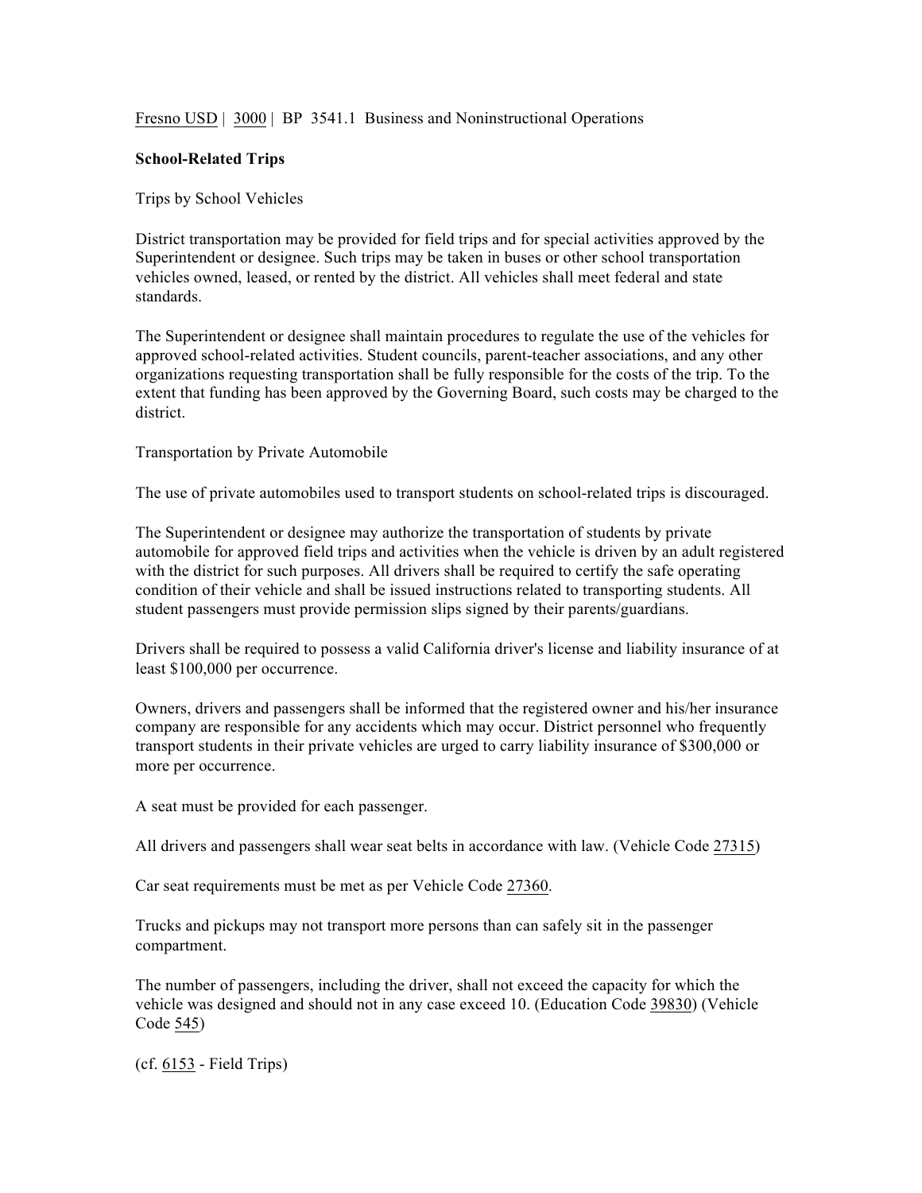Fresno USD | 3000 | BP 3541.1 Business and Noninstructional Operations

## School-Related Trips

### Trips by School Vehicles

District transportation may be provided for field trips and for special activities approved by the Superintendent or designee. Such trips may be taken in buses or other school transportation vehicles owned, leased, or rented by the district. All vehicles shall meet federal and state standards.

The Superintendent or designee shall maintain procedures to regulate the use of the vehicles for approved school-related activities. Student councils, parent-teacher associations, and any other organizations requesting transportation shall be fully responsible for the costs of the trip. To the extent that funding has been approved by the Governing Board, such costs may be charged to the district.

### Transportation by Private Automobile

The use of private automobiles used to transport students on school-related trips is discouraged.

The Superintendent or designee may authorize the transportation of students by private automobile for approved field trips and activities when the vehicle is driven by an adult registered with the district for such purposes. All drivers shall be required to certify the safe operating condition of their vehicle and shall be issued instructions related to transporting students. All student passengers must provide permission slips signed by their parents/guardians.

Drivers shall be required to possess a valid California driver's license and liability insurance of at least $100,000 per occurrence.

Owners, drivers and passengers shall be informed that the registered owner and his/her insurance company are responsible for any accidents which may occur. District personnel who frequently transport students in their private vehicles are urged to carry liability insurance of $300,000 or more per occurrence.

A seat must be provided for each passenger.

All drivers and passengers shall wear seat belts in accordance with law. (Vehicle Code 27315)

Car seat requirements must be met as per Vehicle Code 27360.

Trucks and pickups may not transport more persons than can safely sit in the passenger compartment.

The number of passengers, including the driver, shall not exceed the capacity for which the vehicle was designed and should not in any case exceed 10. (Education Code 39830) (Vehicle Code 545)

(cf. 6153 - Field Trips)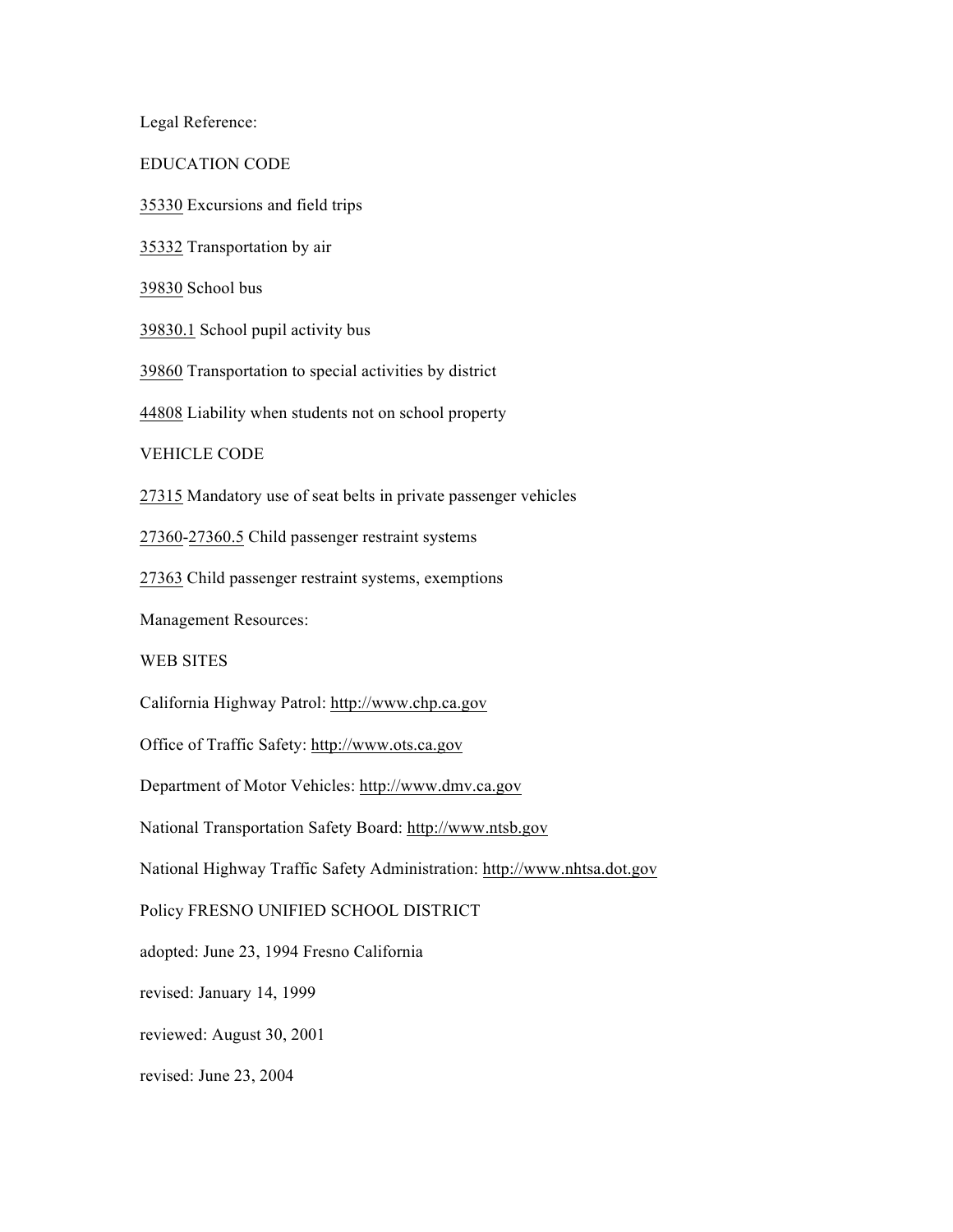Legal Reference:

EDUCATION CODE

35330 Excursions and field trips

35332 Transportation by air

39830 School bus

39830.1 School pupil activity bus

39860 Transportation to special activities by district

44808 Liability when students not on school property

VEHICLE CODE

27315 Mandatory use of seat belts in private passenger vehicles

27360-27360.5 Child passenger restraint systems

27363 Child passenger restraint systems, exemptions

Management Resources:

WEB SITES

California Highway Patrol: http://www.chp.ca.gov

Office of Traffic Safety: http://www.ots.ca.gov

Department of Motor Vehicles: http://www.dmv.ca.gov

National Transportation Safety Board: http://www.ntsb.gov

National Highway Traffic Safety Administration: http://www.nhtsa.dot.gov

Policy FRESNO UNIFIED SCHOOL DISTRICT

adopted: June 23, 1994 Fresno California

revised: January 14, 1999

reviewed: August 30, 2001

revised: June 23, 2004